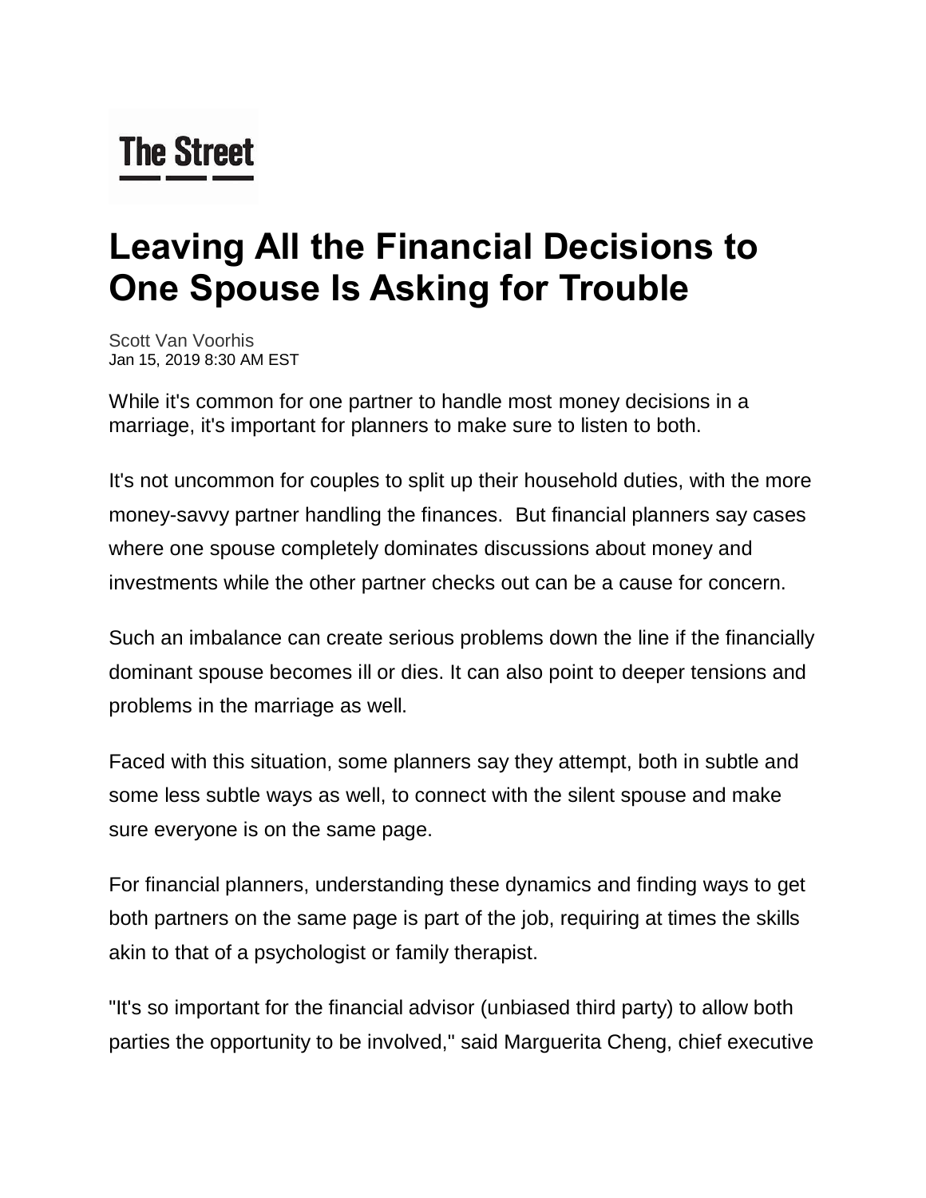The Street

# Leaving All the Financial Decisions to One Spouse Is Asking for Trouble

Scott Van Voorhis
Jan 15, 2019 8:30 AM EST

While it's common for one partner to handle most money decisions in a marriage, it's important for planners to make sure to listen to both.

It's not uncommon for couples to split up their household duties, with the more money-savvy partner handling the finances. But financial planners say cases where one spouse completely dominates discussions about money and investments while the other partner checks out can be a cause for concern.

Such an imbalance can create serious problems down the line if the financially dominant spouse becomes ill or dies. It can also point to deeper tensions and problems in the marriage as well.

Faced with this situation, some planners say they attempt, both in subtle and some less subtle ways as well, to connect with the silent spouse and make sure everyone is on the same page.

For financial planners, understanding these dynamics and finding ways to get both partners on the same page is part of the job, requiring at times the skills akin to that of a psychologist or family therapist.

"It's so important for the financial advisor (unbiased third party) to allow both parties the opportunity to be involved," said Marguerita Cheng, chief executive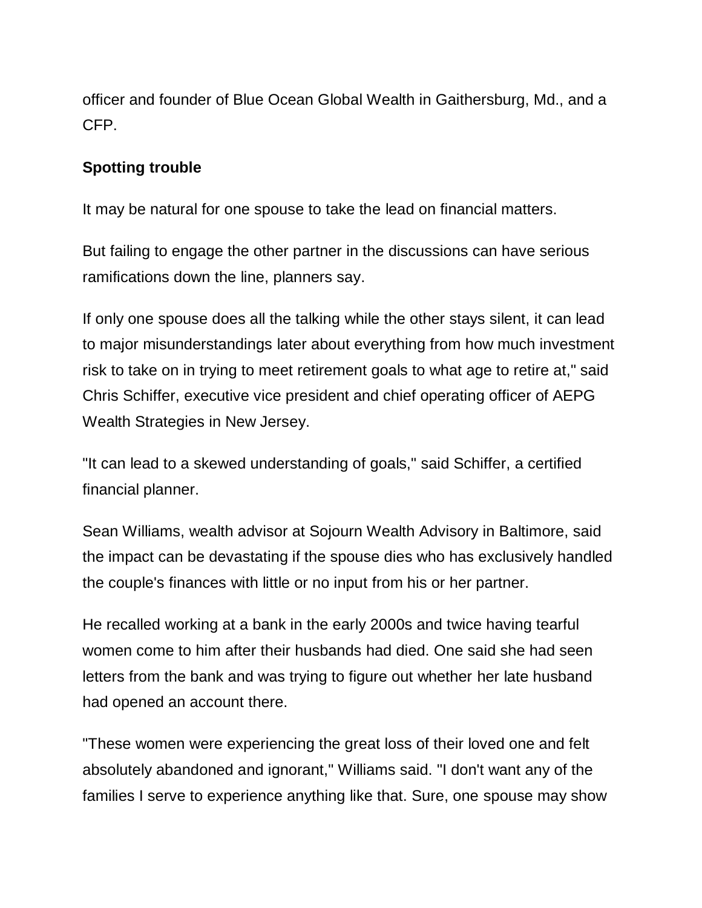officer and founder of Blue Ocean Global Wealth in Gaithersburg, Md., and a CFP.

**Spotting trouble**

It may be natural for one spouse to take the lead on financial matters.

But failing to engage the other partner in the discussions can have serious ramifications down the line, planners say.

If only one spouse does all the talking while the other stays silent, it can lead to major misunderstandings later about everything from how much investment risk to take on in trying to meet retirement goals to what age to retire at," said Chris Schiffer, executive vice president and chief operating officer of AEPG Wealth Strategies in New Jersey.

"It can lead to a skewed understanding of goals," said Schiffer, a certified financial planner.

Sean Williams, wealth advisor at Sojourn Wealth Advisory in Baltimore, said the impact can be devastating if the spouse dies who has exclusively handled the couple's finances with little or no input from his or her partner.

He recalled working at a bank in the early 2000s and twice having tearful women come to him after their husbands had died. One said she had seen letters from the bank and was trying to figure out whether her late husband had opened an account there.

"These women were experiencing the great loss of their loved one and felt absolutely abandoned and ignorant," Williams said. "I don't want any of the families I serve to experience anything like that. Sure, one spouse may show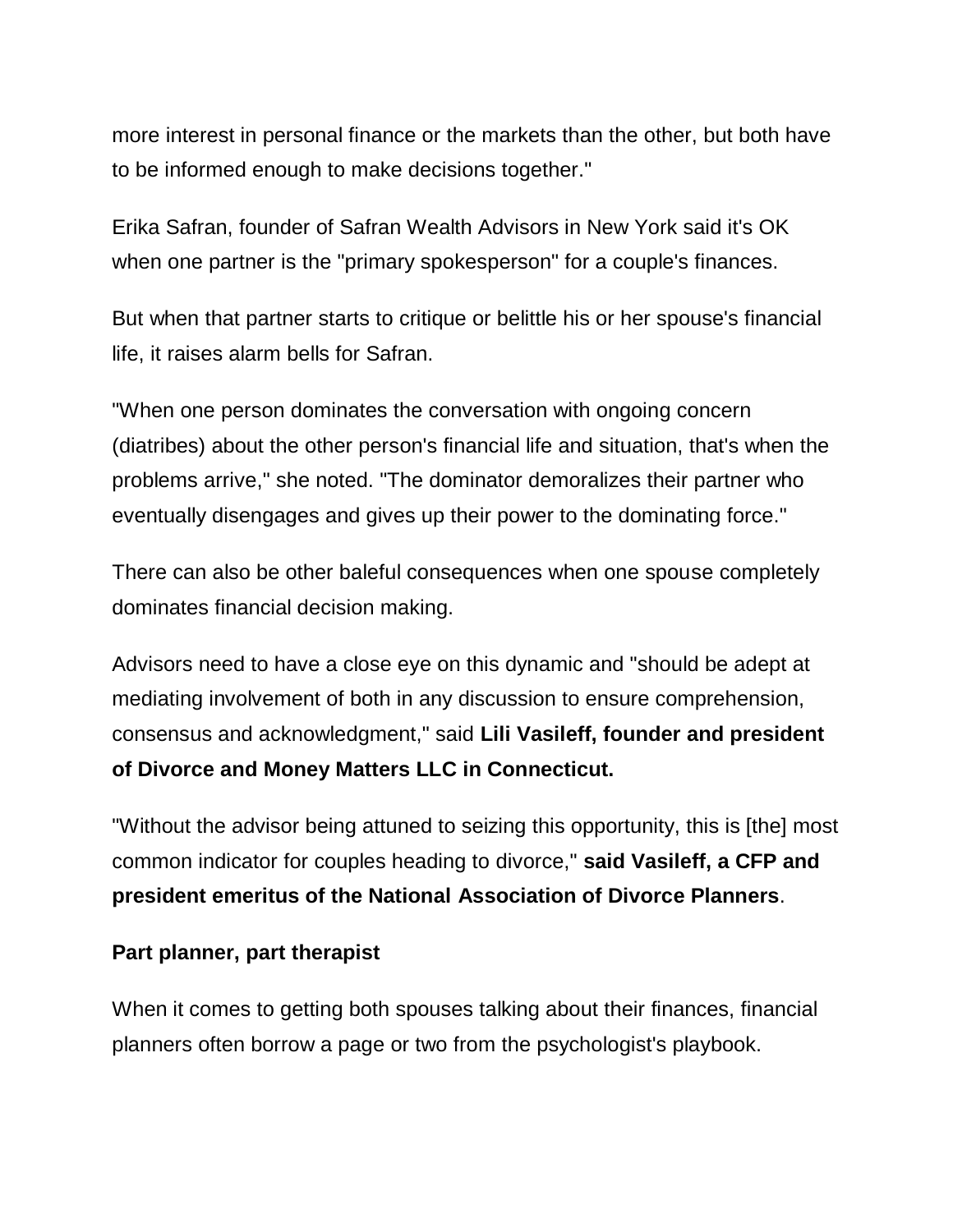more interest in personal finance or the markets than the other, but both have to be informed enough to make decisions together."

Erika Safran, founder of Safran Wealth Advisors in New York said it's OK when one partner is the "primary spokesperson" for a couple's finances.

But when that partner starts to critique or belittle his or her spouse's financial life, it raises alarm bells for Safran.

"When one person dominates the conversation with ongoing concern (diatribes) about the other person's financial life and situation, that's when the problems arrive," she noted. "The dominator demoralizes their partner who eventually disengages and gives up their power to the dominating force."

There can also be other baleful consequences when one spouse completely dominates financial decision making.

Advisors need to have a close eye on this dynamic and "should be adept at mediating involvement of both in any discussion to ensure comprehension, consensus and acknowledgment," said **Lili Vasileff, founder and president of Divorce and Money Matters LLC in Connecticut.**

"Without the advisor being attuned to seizing this opportunity, this is [the] most common indicator for couples heading to divorce," **said Vasileff, a CFP and president emeritus of the National Association of Divorce Planners**.

**Part planner, part therapist**

When it comes to getting both spouses talking about their finances, financial planners often borrow a page or two from the psychologist's playbook.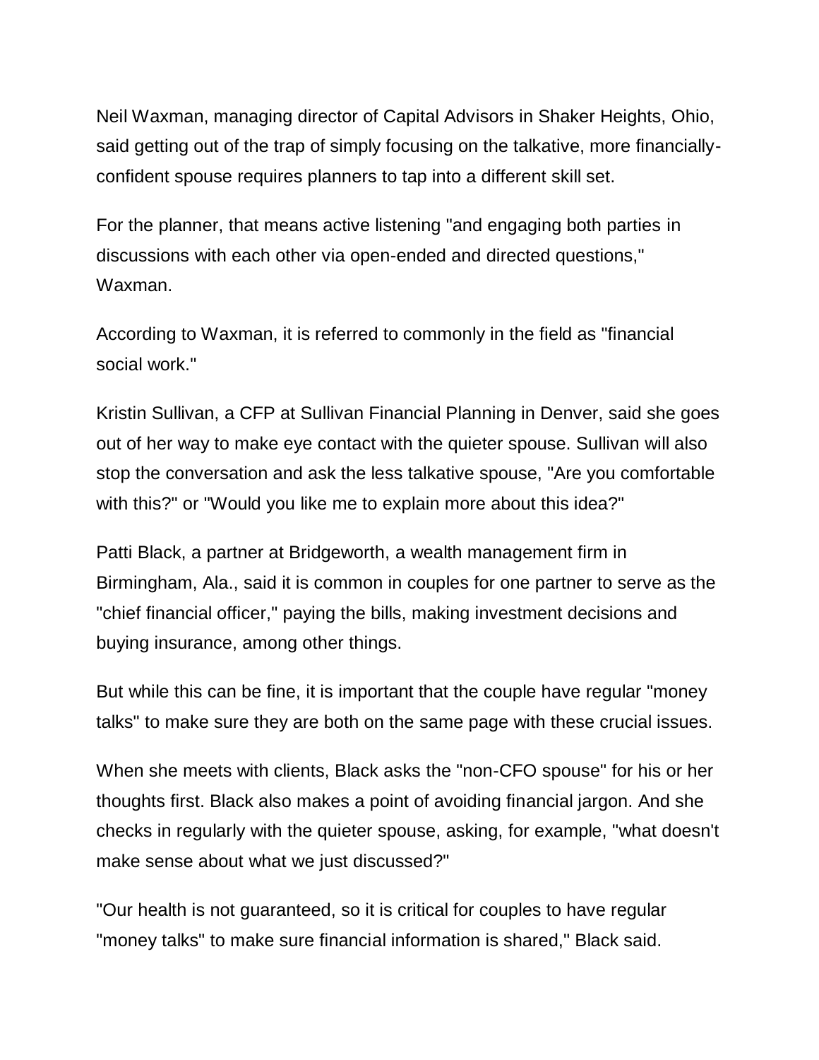Neil Waxman, managing director of Capital Advisors in Shaker Heights, Ohio, said getting out of the trap of simply focusing on the talkative, more financially-confident spouse requires planners to tap into a different skill set.

For the planner, that means active listening "and engaging both parties in discussions with each other via open-ended and directed questions," Waxman.

According to Waxman, it is referred to commonly in the field as "financial social work."

Kristin Sullivan, a CFP at Sullivan Financial Planning in Denver, said she goes out of her way to make eye contact with the quieter spouse. Sullivan will also stop the conversation and ask the less talkative spouse, "Are you comfortable with this?" or "Would you like me to explain more about this idea?"

Patti Black, a partner at Bridgeworth, a wealth management firm in Birmingham, Ala., said it is common in couples for one partner to serve as the "chief financial officer," paying the bills, making investment decisions and buying insurance, among other things.

But while this can be fine, it is important that the couple have regular "money talks" to make sure they are both on the same page with these crucial issues.

When she meets with clients, Black asks the "non-CFO spouse" for his or her thoughts first. Black also makes a point of avoiding financial jargon. And she checks in regularly with the quieter spouse, asking, for example, "what doesn't make sense about what we just discussed?"

"Our health is not guaranteed, so it is critical for couples to have regular "money talks" to make sure financial information is shared," Black said.